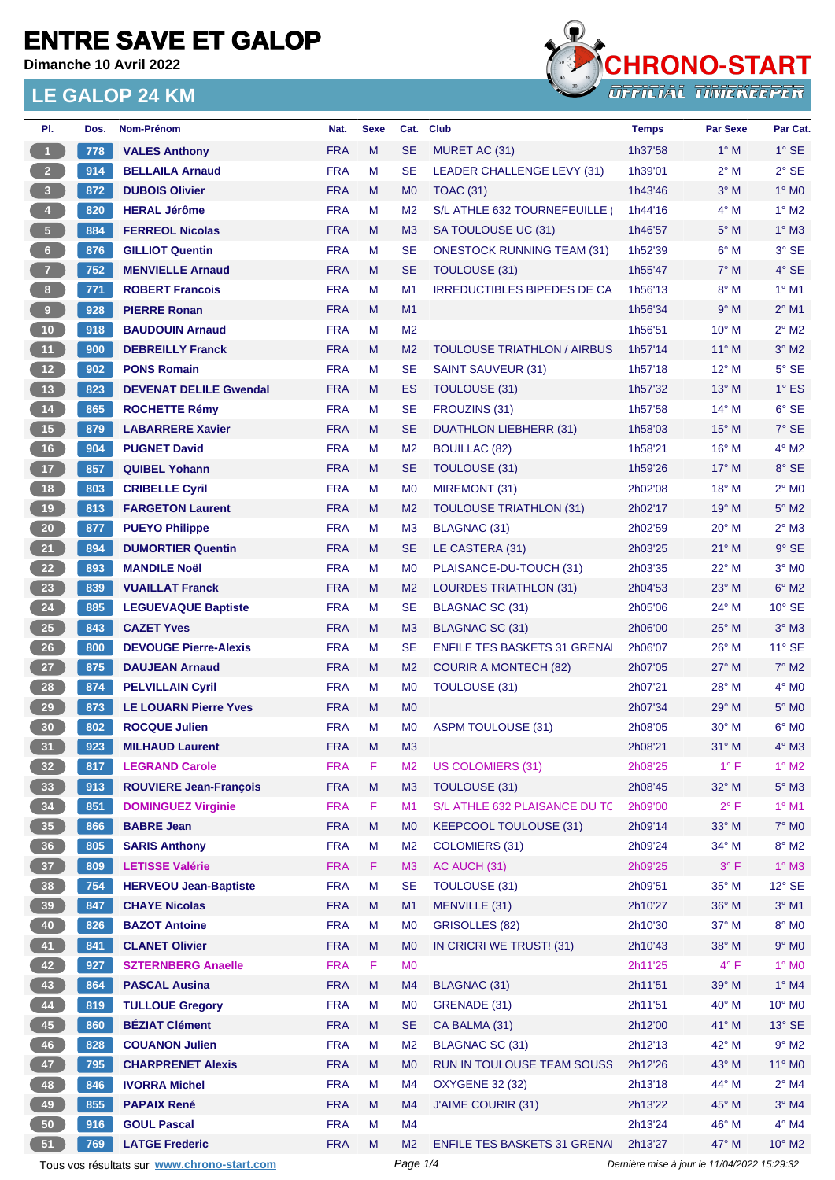# ENTRE SAVE ET GALOP

**Dimanche 10 Avril 2022**

## LE GALOP 24 KM

CHRONO-START OFFICIAL TIMEKEEPER

| Pl. | Dos. | Nom-Prénom | Nat. | Sexe | Cat. | Club | Temps | Par Sexe | Par Cat. |
|---|---|---|---|---|---|---|---|---|---|
| 1 | 778 | VALES Anthony | FRA | M | SE | MURET AC (31) | 1h37'58 | 1° M | 1° SE |
| 2 | 914 | BELLAILA Arnaud | FRA | M | SE | LEADER CHALLENGE LEVY (31) | 1h39'01 | 2° M | 2° SE |
| 3 | 872 | DUBOIS Olivier | FRA | M | M0 | TOAC (31) | 1h43'46 | 3° M | 1° M0 |
| 4 | 820 | HERAL Jérôme | FRA | M | M2 | S/L ATHLE 632 TOURNEFEUILLE ( | 1h44'16 | 4° M | 1° M2 |
| 5 | 884 | FERREOL Nicolas | FRA | M | M3 | SA TOULOUSE UC (31) | 1h46'57 | 5° M | 1° M3 |
| 6 | 876 | GILLIOT Quentin | FRA | M | SE | ONESTOCK RUNNING TEAM (31) | 1h52'39 | 6° M | 3° SE |
| 7 | 752 | MENVIELLE Arnaud | FRA | M | SE | TOULOUSE (31) | 1h55'47 | 7° M | 4° SE |
| 8 | 771 | ROBERT Francois | FRA | M | M1 | IRREDUCTIBLES BIPEDES DE CA | 1h56'13 | 8° M | 1° M1 |
| 9 | 928 | PIERRE Ronan | FRA | M | M1 | | 1h56'34 | 9° M | 2° M1 |
| 10 | 918 | BAUDOUIN Arnaud | FRA | M | M2 | | 1h56'51 | 10° M | 2° M2 |
| 11 | 900 | DEBREILLY Franck | FRA | M | M2 | TOULOUSE TRIATHLON / AIRBUS | 1h57'14 | 11° M | 3° M2 |
| 12 | 902 | PONS Romain | FRA | M | SE | SAINT SAUVEUR (31) | 1h57'18 | 12° M | 5° SE |
| 13 | 823 | DEVENAT DELILE Gwendal | FRA | M | ES | TOULOUSE (31) | 1h57'32 | 13° M | 1° ES |
| 14 | 865 | ROCHETTE Rémy | FRA | M | SE | FROUZINS (31) | 1h57'58 | 14° M | 6° SE |
| 15 | 879 | LABARRERE Xavier | FRA | M | SE | DUATHLON LIEBHERR (31) | 1h58'03 | 15° M | 7° SE |
| 16 | 904 | PUGNET David | FRA | M | M2 | BOUILLAC (82) | 1h58'21 | 16° M | 4° M2 |
| 17 | 857 | QUIBEL Yohann | FRA | M | SE | TOULOUSE (31) | 1h59'26 | 17° M | 8° SE |
| 18 | 803 | CRIBELLE Cyril | FRA | M | M0 | MIREMONT (31) | 2h02'08 | 18° M | 2° M0 |
| 19 | 813 | FARGETON Laurent | FRA | M | M2 | TOULOUSE TRIATHLON (31) | 2h02'17 | 19° M | 5° M2 |
| 20 | 877 | PUEYO Philippe | FRA | M | M3 | BLAGNAC (31) | 2h02'59 | 20° M | 2° M3 |
| 21 | 894 | DUMORTIER Quentin | FRA | M | SE | LE CASTERA (31) | 2h03'25 | 21° M | 9° SE |
| 22 | 893 | MANDILE Noël | FRA | M | M0 | PLAISANCE-DU-TOUCH (31) | 2h03'35 | 22° M | 3° M0 |
| 23 | 839 | VUAILLAT Franck | FRA | M | M2 | LOURDES TRIATHLON (31) | 2h04'53 | 23° M | 6° M2 |
| 24 | 885 | LEGUEVAQUE Baptiste | FRA | M | SE | BLAGNAC SC (31) | 2h05'06 | 24° M | 10° SE |
| 25 | 843 | CAZET Yves | FRA | M | M3 | BLAGNAC SC (31) | 2h06'00 | 25° M | 3° M3 |
| 26 | 800 | DEVOUGE Pierre-Alexis | FRA | M | SE | ENFILE TES BASKETS 31 GRENA | 2h06'07 | 26° M | 11° SE |
| 27 | 875 | DAUJEAN Arnaud | FRA | M | M2 | COURIR A MONTECH (82) | 2h07'05 | 27° M | 7° M2 |
| 28 | 874 | PELVILLAIN Cyril | FRA | M | M0 | TOULOUSE (31) | 2h07'21 | 28° M | 4° M0 |
| 29 | 873 | LE LOUARN Pierre Yves | FRA | M | M0 | | 2h07'34 | 29° M | 5° M0 |
| 30 | 802 | ROCQUE Julien | FRA | M | M0 | ASPM TOULOUSE (31) | 2h08'05 | 30° M | 6° M0 |
| 31 | 923 | MILHAUD Laurent | FRA | M | M3 | | 2h08'21 | 31° M | 4° M3 |
| 32 | 817 | LEGRAND Carole | FRA | F | M2 | US COLOMIERS (31) | 2h08'25 | 1° F | 1° M2 |
| 33 | 913 | ROUVIERE Jean-François | FRA | M | M3 | TOULOUSE (31) | 2h08'45 | 32° M | 5° M3 |
| 34 | 851 | DOMINGUEZ Virginie | FRA | F | M1 | S/L ATHLE 632 PLAISANCE DU TC | 2h09'00 | 2° F | 1° M1 |
| 35 | 866 | BABRE Jean | FRA | M | M0 | KEEPCOOL TOULOUSE (31) | 2h09'14 | 33° M | 7° M0 |
| 36 | 805 | SARIS Anthony | FRA | M | M2 | COLOMIERS (31) | 2h09'24 | 34° M | 8° M2 |
| 37 | 809 | LETISSE Valérie | FRA | F | M3 | AC AUCH (31) | 2h09'25 | 3° F | 1° M3 |
| 38 | 754 | HERVEOU Jean-Baptiste | FRA | M | SE | TOULOUSE (31) | 2h09'51 | 35° M | 12° SE |
| 39 | 847 | CHAYE Nicolas | FRA | M | M1 | MENVILLE (31) | 2h10'27 | 36° M | 3° M1 |
| 40 | 826 | BAZOT Antoine | FRA | M | M0 | GRISOLLES (82) | 2h10'30 | 37° M | 8° M0 |
| 41 | 841 | CLANET Olivier | FRA | M | M0 | IN CRICRI WE TRUST! (31) | 2h10'43 | 38° M | 9° M0 |
| 42 | 927 | SZTERNBERG Anaelle | FRA | F | M0 | | 2h11'25 | 4° F | 1° M0 |
| 43 | 864 | PASCAL Ausina | FRA | M | M4 | BLAGNAC (31) | 2h11'51 | 39° M | 1° M4 |
| 44 | 819 | TULLOUE Gregory | FRA | M | M0 | GRENADE (31) | 2h11'51 | 40° M | 10° M0 |
| 45 | 860 | BÉZIAT Clément | FRA | M | SE | CA BALMA (31) | 2h12'00 | 41° M | 13° SE |
| 46 | 828 | COUANON Julien | FRA | M | M2 | BLAGNAC SC (31) | 2h12'13 | 42° M | 9° M2 |
| 47 | 795 | CHARPRENET Alexis | FRA | M | M0 | RUN IN TOULOUSE TEAM SOUSS | 2h12'26 | 43° M | 11° M0 |
| 48 | 846 | IVORRA Michel | FRA | M | M4 | OXYGENE 32 (32) | 2h13'18 | 44° M | 2° M4 |
| 49 | 855 | PAPAIX René | FRA | M | M4 | J'AIME COURIR (31) | 2h13'22 | 45° M | 3° M4 |
| 50 | 916 | GOUL Pascal | FRA | M | M4 | | 2h13'24 | 46° M | 4° M4 |
| 51 | 769 | LATGE Frederic | FRA | M | M2 | ENFILE TES BASKETS 31 GRENA | 2h13'27 | 47° M | 10° M2 |

Tous vos résultats sur www.chrono-start.com — Dernière mise à jour le 11/04/2022 15:29:32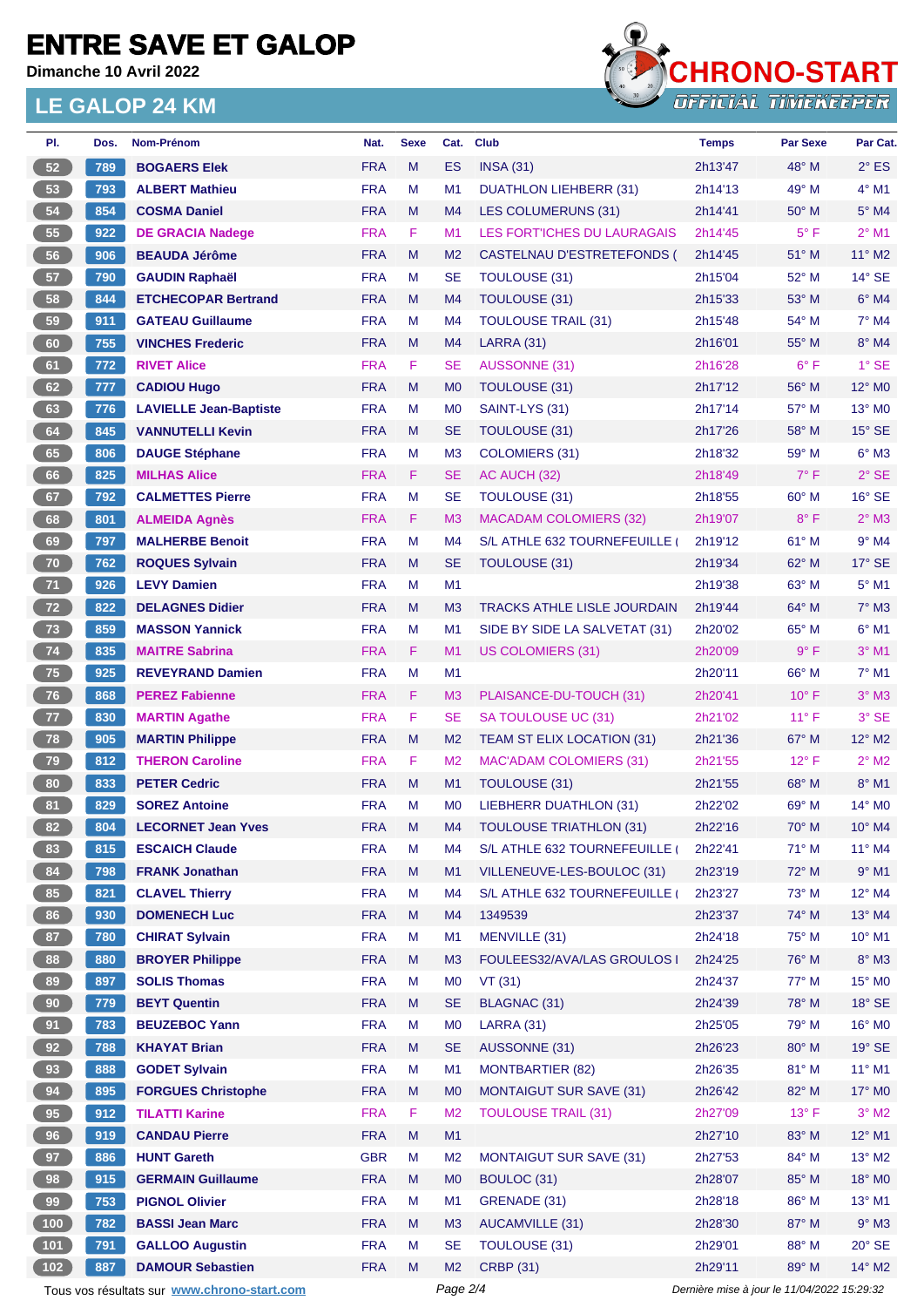# ENTRE SAVE ET GALOP

**Dimanche 10 Avril 2022**

## LE GALOP 24 KM

| Pl. | Dos. | Nom-Prénom | Nat. | Sexe | Cat. | Club | Temps | Par Sexe | Par Cat. |
|---|---|---|---|---|---|---|---|---|---|
| 52 | 789 | **BOGAERS Elek** | FRA | M | ES | INSA (31) | 2h13'47 | 48° M | 2° ES |
| 53 | 793 | **ALBERT Mathieu** | FRA | M | M1 | DUATHLON LIEHBERR (31) | 2h14'13 | 49° M | 4° M1 |
| 54 | 854 | **COSMA Daniel** | FRA | M | M4 | LES COLUMERUNS (31) | 2h14'41 | 50° M | 5° M4 |
| 55 | 922 | **DE GRACIA Nadege** | FRA | F | M1 | LES FORT'ICHES DU LAURAGAIS | 2h14'45 | 5° F | 2° M1 |
| 56 | 906 | **BEAUDA Jérôme** | FRA | M | M2 | CASTELNAU D'ESTRETEFONDS ( | 2h14'45 | 51° M | 11° M2 |
| 57 | 790 | **GAUDIN Raphaël** | FRA | M | SE | TOULOUSE (31) | 2h15'04 | 52° M | 14° SE |
| 58 | 844 | **ETCHECOPAR Bertrand** | FRA | M | M4 | TOULOUSE (31) | 2h15'33 | 53° M | 6° M4 |
| 59 | 911 | **GATEAU Guillaume** | FRA | M | M4 | TOULOUSE TRAIL (31) | 2h15'48 | 54° M | 7° M4 |
| 60 | 755 | **VINCHES Frederic** | FRA | M | M4 | LARRA (31) | 2h16'01 | 55° M | 8° M4 |
| 61 | 772 | **RIVET Alice** | FRA | F | SE | AUSSONNE (31) | 2h16'28 | 6° F | 1° SE |
| 62 | 777 | **CADIOU Hugo** | FRA | M | M0 | TOULOUSE (31) | 2h17'12 | 56° M | 12° M0 |
| 63 | 776 | **LAVIELLE Jean-Baptiste** | FRA | M | M0 | SAINT-LYS (31) | 2h17'14 | 57° M | 13° M0 |
| 64 | 845 | **VANNUTELLI Kevin** | FRA | M | SE | TOULOUSE (31) | 2h17'26 | 58° M | 15° SE |
| 65 | 806 | **DAUGE Stéphane** | FRA | M | M3 | COLOMIERS (31) | 2h18'32 | 59° M | 6° M3 |
| 66 | 825 | **MILHAS Alice** | FRA | F | SE | AC AUCH (32) | 2h18'49 | 7° F | 2° SE |
| 67 | 792 | **CALMETTES Pierre** | FRA | M | SE | TOULOUSE (31) | 2h18'55 | 60° M | 16° SE |
| 68 | 801 | **ALMEIDA Agnès** | FRA | F | M3 | MACADAM COLOMIERS (32) | 2h19'07 | 8° F | 2° M3 |
| 69 | 797 | **MALHERBE Benoit** | FRA | M | M4 | S/L ATHLE 632 TOURNEFEUILLE ( | 2h19'12 | 61° M | 9° M4 |
| 70 | 762 | **ROQUES Sylvain** | FRA | M | SE | TOULOUSE (31) | 2h19'34 | 62° M | 17° SE |
| 71 | 926 | **LEVY Damien** | FRA | M | M1 | | 2h19'38 | 63° M | 5° M1 |
| 72 | 822 | **DELAGNES Didier** | FRA | M | M3 | TRACKS ATHLE LISLE JOURDAIN | 2h19'44 | 64° M | 7° M3 |
| 73 | 859 | **MASSON Yannick** | FRA | M | M1 | SIDE BY SIDE LA SALVETAT (31) | 2h20'02 | 65° M | 6° M1 |
| 74 | 835 | **MAITRE Sabrina** | FRA | F | M1 | US COLOMIERS (31) | 2h20'09 | 9° F | 3° M1 |
| 75 | 925 | **REVEYRAND Damien** | FRA | M | M1 | | 2h20'11 | 66° M | 7° M1 |
| 76 | 868 | **PEREZ Fabienne** | FRA | F | M3 | PLAISANCE-DU-TOUCH (31) | 2h20'41 | 10° F | 3° M3 |
| 77 | 830 | **MARTIN Agathe** | FRA | F | SE | SA TOULOUSE UC (31) | 2h21'02 | 11° F | 3° SE |
| 78 | 905 | **MARTIN Philippe** | FRA | M | M2 | TEAM ST ELIX LOCATION (31) | 2h21'36 | 67° M | 12° M2 |
| 79 | 812 | **THERON Caroline** | FRA | F | M2 | MAC'ADAM COLOMIERS (31) | 2h21'55 | 12° F | 2° M2 |
| 80 | 833 | **PETER Cedric** | FRA | M | M1 | TOULOUSE (31) | 2h21'55 | 68° M | 8° M1 |
| 81 | 829 | **SOREZ Antoine** | FRA | M | M0 | LIEBHERR DUATHLON (31) | 2h22'02 | 69° M | 14° M0 |
| 82 | 804 | **LECORNET Jean Yves** | FRA | M | M4 | TOULOUSE TRIATHLON (31) | 2h22'16 | 70° M | 10° M4 |
| 83 | 815 | **ESCAICH Claude** | FRA | M | M4 | S/L ATHLE 632 TOURNEFEUILLE ( | 2h22'41 | 71° M | 11° M4 |
| 84 | 798 | **FRANK Jonathan** | FRA | M | M1 | VILLENEUVE-LES-BOULOC (31) | 2h23'19 | 72° M | 9° M1 |
| 85 | 821 | **CLAVEL Thierry** | FRA | M | M4 | S/L ATHLE 632 TOURNEFEUILLE ( | 2h23'27 | 73° M | 12° M4 |
| 86 | 930 | **DOMENECH Luc** | FRA | M | M4 | 1349539 | 2h23'37 | 74° M | 13° M4 |
| 87 | 780 | **CHIRAT Sylvain** | FRA | M | M1 | MENVILLE (31) | 2h24'18 | 75° M | 10° M1 |
| 88 | 880 | **BROYER Philippe** | FRA | M | M3 | FOULEES32/AVA/LAS GROULOS I | 2h24'25 | 76° M | 8° M3 |
| 89 | 897 | **SOLIS Thomas** | FRA | M | M0 | VT (31) | 2h24'37 | 77° M | 15° M0 |
| 90 | 779 | **BEYT Quentin** | FRA | M | SE | BLAGNAC (31) | 2h24'39 | 78° M | 18° SE |
| 91 | 783 | **BEUZEBOC Yann** | FRA | M | M0 | LARRA (31) | 2h25'05 | 79° M | 16° M0 |
| 92 | 788 | **KHAYAT Brian** | FRA | M | SE | AUSSONNE (31) | 2h26'23 | 80° M | 19° SE |
| 93 | 888 | **GODET Sylvain** | FRA | M | M1 | MONTBARTIER (82) | 2h26'35 | 81° M | 11° M1 |
| 94 | 895 | **FORGUES Christophe** | FRA | M | M0 | MONTAIGUT SUR SAVE (31) | 2h26'42 | 82° M | 17° M0 |
| 95 | 912 | **TILATTI Karine** | FRA | F | M2 | TOULOUSE TRAIL (31) | 2h27'09 | 13° F | 3° M2 |
| 96 | 919 | **CANDAU Pierre** | FRA | M | M1 | | 2h27'10 | 83° M | 12° M1 |
| 97 | 886 | **HUNT Gareth** | GBR | M | M2 | MONTAIGUT SUR SAVE (31) | 2h27'53 | 84° M | 13° M2 |
| 98 | 915 | **GERMAIN Guillaume** | FRA | M | M0 | BOULOC (31) | 2h28'07 | 85° M | 18° M0 |
| 99 | 753 | **PIGNOL Olivier** | FRA | M | M1 | GRENADE (31) | 2h28'18 | 86° M | 13° M1 |
| 100 | 782 | **BASSI Jean Marc** | FRA | M | M3 | AUCAMVILLE (31) | 2h28'30 | 87° M | 9° M3 |
| 101 | 791 | **GALLOO Augustin** | FRA | M | SE | TOULOUSE (31) | 2h29'01 | 88° M | 20° SE |
| 102 | 887 | **DAMOUR Sebastien** | FRA | M | M2 | CRBP (31) | 2h29'11 | 89° M | 14° M2 |

Tous vos résultats sur www.chrono-start.com

*Dernière mise à jour le 11/04/2022 15:29:32*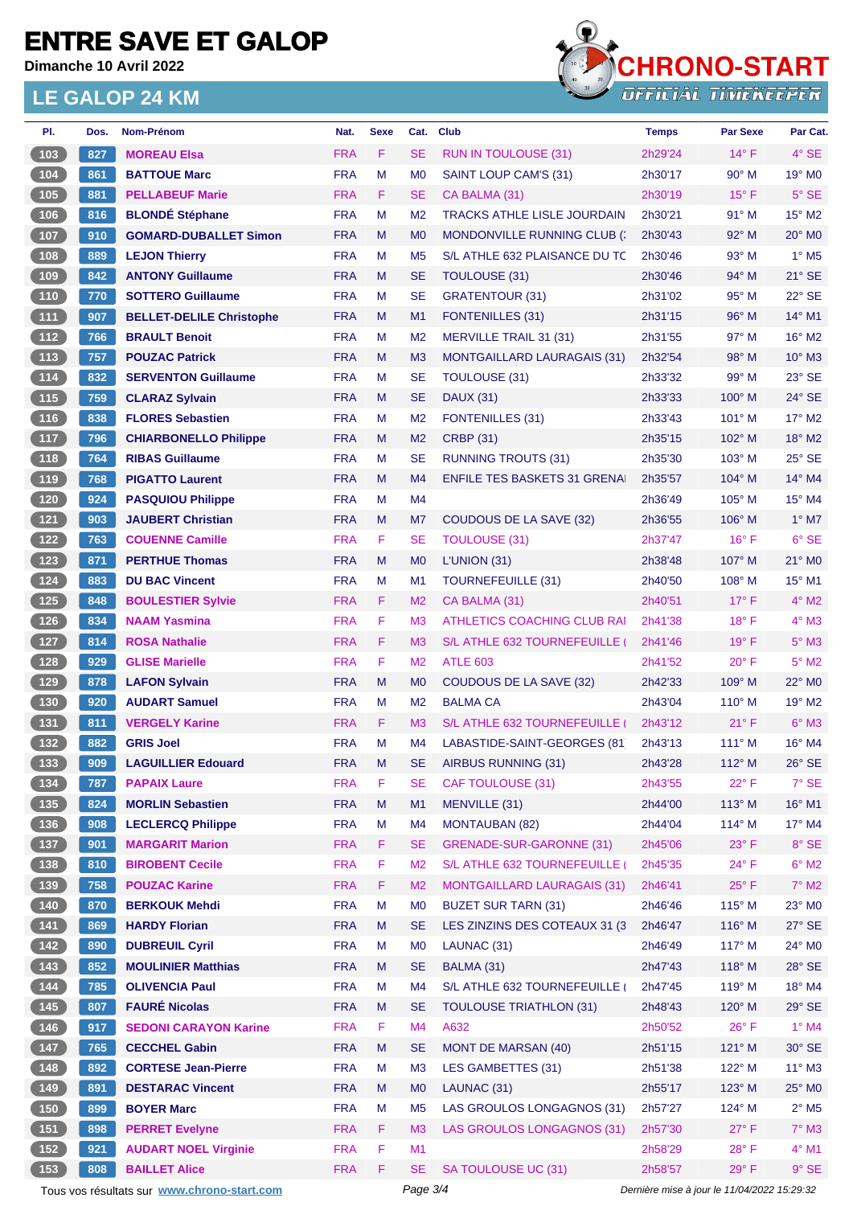# ENTRE SAVE ET GALOP

**Dimanche 10 Avril 2022**

## LE GALOP 24 KM

| Pl. | Dos. | Nom-Prénom | Nat. | Sexe | Cat. | Club | Temps | Par Sexe | Par Cat. |
|---|---|---|---|---|---|---|---|---|---|
| 103 | 827 | MOREAU Elsa | FRA | F | SE | RUN IN TOULOUSE (31) | 2h29'24 | 14° F | 4° SE |
| 104 | 861 | BATTOUE Marc | FRA | M | M0 | SAINT LOUP CAM'S (31) | 2h30'17 | 90° M | 19° M0 |
| 105 | 881 | PELLABEUF Marie | FRA | F | SE | CA BALMA (31) | 2h30'19 | 15° F | 5° SE |
| 106 | 816 | BLONDÉ Stéphane | FRA | M | M2 | TRACKS ATHLE LISLE JOURDAIN | 2h30'21 | 91° M | 15° M2 |
| 107 | 910 | GOMARD-DUBALLET Simon | FRA | M | M0 | MONDONVILLE RUNNING CLUB (: | 2h30'43 | 92° M | 20° M0 |
| 108 | 889 | LEJON Thierry | FRA | M | M5 | S/L ATHLE 632 PLAISANCE DU TC | 2h30'46 | 93° M | 1° M5 |
| 109 | 842 | ANTONY Guillaume | FRA | M | SE | TOULOUSE (31) | 2h30'46 | 94° M | 21° SE |
| 110 | 770 | SOTTERO Guillaume | FRA | M | SE | GRATENTOUR (31) | 2h31'02 | 95° M | 22° SE |
| 111 | 907 | BELLET-DELILE Christophe | FRA | M | M1 | FONTENILLES (31) | 2h31'15 | 96° M | 14° M1 |
| 112 | 766 | BRAULT Benoit | FRA | M | M2 | MERVILLE TRAIL 31 (31) | 2h31'55 | 97° M | 16° M2 |
| 113 | 757 | POUZAC Patrick | FRA | M | M3 | MONTGAILLARD LAURAGAIS (31) | 2h32'54 | 98° M | 10° M3 |
| 114 | 832 | SERVENTON Guillaume | FRA | M | SE | TOULOUSE (31) | 2h33'32 | 99° M | 23° SE |
| 115 | 759 | CLARAZ Sylvain | FRA | M | SE | DAUX (31) | 2h33'33 | 100° M | 24° SE |
| 116 | 838 | FLORES Sebastien | FRA | M | M2 | FONTENILLES (31) | 2h33'43 | 101° M | 17° M2 |
| 117 | 796 | CHIARBONELLO Philippe | FRA | M | M2 | CRBP (31) | 2h35'15 | 102° M | 18° M2 |
| 118 | 764 | RIBAS Guillaume | FRA | M | SE | RUNNING TROUTS (31) | 2h35'30 | 103° M | 25° SE |
| 119 | 768 | PIGATTO Laurent | FRA | M | M4 | ENFILE TES BASKETS 31 GRENAI | 2h35'57 | 104° M | 14° M4 |
| 120 | 924 | PASQUIOU Philippe | FRA | M | M4 | | 2h36'49 | 105° M | 15° M4 |
| 121 | 903 | JAUBERT Christian | FRA | M | M7 | COUDOUS DE LA SAVE (32) | 2h36'55 | 106° M | 1° M7 |
| 122 | 763 | COUENNE Camille | FRA | F | SE | TOULOUSE (31) | 2h37'47 | 16° F | 6° SE |
| 123 | 871 | PERTHUE Thomas | FRA | M | M0 | L'UNION (31) | 2h38'48 | 107° M | 21° M0 |
| 124 | 883 | DU BAC Vincent | FRA | M | M1 | TOURNEFEUILLE (31) | 2h40'50 | 108° M | 15° M1 |
| 125 | 848 | BOULESTIER Sylvie | FRA | F | M2 | CA BALMA (31) | 2h40'51 | 17° F | 4° M2 |
| 126 | 834 | NAAM Yasmina | FRA | F | M3 | ATHLETICS COACHING CLUB RAI | 2h41'38 | 18° F | 4° M3 |
| 127 | 814 | ROSA Nathalie | FRA | F | M3 | S/L ATHLE 632 TOURNEFEUILLE ( | 2h41'46 | 19° F | 5° M3 |
| 128 | 929 | GLISE Marielle | FRA | F | M2 | ATLE 603 | 2h41'52 | 20° F | 5° M2 |
| 129 | 878 | LAFON Sylvain | FRA | M | M0 | COUDOUS DE LA SAVE (32) | 2h42'33 | 109° M | 22° M0 |
| 130 | 920 | AUDART Samuel | FRA | M | M2 | BALMA CA | 2h43'04 | 110° M | 19° M2 |
| 131 | 811 | VERGELY Karine | FRA | F | M3 | S/L ATHLE 632 TOURNEFEUILLE ( | 2h43'12 | 21° F | 6° M3 |
| 132 | 882 | GRIS Joel | FRA | M | M4 | LABASTIDE-SAINT-GEORGES (81 | 2h43'13 | 111° M | 16° M4 |
| 133 | 909 | LAGUILLIER Edouard | FRA | M | SE | AIRBUS RUNNING (31) | 2h43'28 | 112° M | 26° SE |
| 134 | 787 | PAPAIX Laure | FRA | F | SE | CAF TOULOUSE (31) | 2h43'55 | 22° F | 7° SE |
| 135 | 824 | MORLIN Sebastien | FRA | M | M1 | MENVILLE (31) | 2h44'00 | 113° M | 16° M1 |
| 136 | 908 | LECLERCQ Philippe | FRA | M | M4 | MONTAUBAN (82) | 2h44'04 | 114° M | 17° M4 |
| 137 | 901 | MARGARIT Marion | FRA | F | SE | GRENADE-SUR-GARONNE (31) | 2h45'06 | 23° F | 8° SE |
| 138 | 810 | BIROBENT Cecile | FRA | F | M2 | S/L ATHLE 632 TOURNEFEUILLE ( | 2h45'35 | 24° F | 6° M2 |
| 139 | 758 | POUZAC Karine | FRA | F | M2 | MONTGAILLARD LAURAGAIS (31) | 2h46'41 | 25° F | 7° M2 |
| 140 | 870 | BERKOUK Mehdi | FRA | M | M0 | BUZET SUR TARN (31) | 2h46'46 | 115° M | 23° M0 |
| 141 | 869 | HARDY Florian | FRA | M | SE | LES ZINZINS DES COTEAUX 31 (3 | 2h46'47 | 116° M | 27° SE |
| 142 | 890 | DUBREUIL Cyril | FRA | M | M0 | LAUNAC (31) | 2h46'49 | 117° M | 24° M0 |
| 143 | 852 | MOULINIER Matthias | FRA | M | SE | BALMA (31) | 2h47'43 | 118° M | 28° SE |
| 144 | 785 | OLIVENCIA Paul | FRA | M | M4 | S/L ATHLE 632 TOURNEFEUILLE ( | 2h47'45 | 119° M | 18° M4 |
| 145 | 807 | FAURÉ Nicolas | FRA | M | SE | TOULOUSE TRIATHLON (31) | 2h48'43 | 120° M | 29° SE |
| 146 | 917 | SEDONI CARAYON Karine | FRA | F | M4 | A632 | 2h50'52 | 26° F | 1° M4 |
| 147 | 765 | CECCHEL Gabin | FRA | M | SE | MONT DE MARSAN (40) | 2h51'15 | 121° M | 30° SE |
| 148 | 892 | CORTESE Jean-Pierre | FRA | M | M3 | LES GAMBETTES (31) | 2h51'38 | 122° M | 11° M3 |
| 149 | 891 | DESTARAC Vincent | FRA | M | M0 | LAUNAC (31) | 2h55'17 | 123° M | 25° M0 |
| 150 | 899 | BOYER Marc | FRA | M | M5 | LAS GROULOS LONGAGNOS (31) | 2h57'27 | 124° M | 2° M5 |
| 151 | 898 | PERRET Evelyne | FRA | F | M3 | LAS GROULOS LONGAGNOS (31) | 2h57'30 | 27° F | 7° M3 |
| 152 | 921 | AUDART NOEL Virginie | FRA | F | M1 | | 2h58'29 | 28° F | 4° M1 |
| 153 | 808 | BAILLET Alice | FRA | F | SE | SA TOULOUSE UC (31) | 2h58'57 | 29° F | 9° SE |

Tous vos résultats sur www.chrono-start.com

Dernière mise à jour le 11/04/2022 15:29:32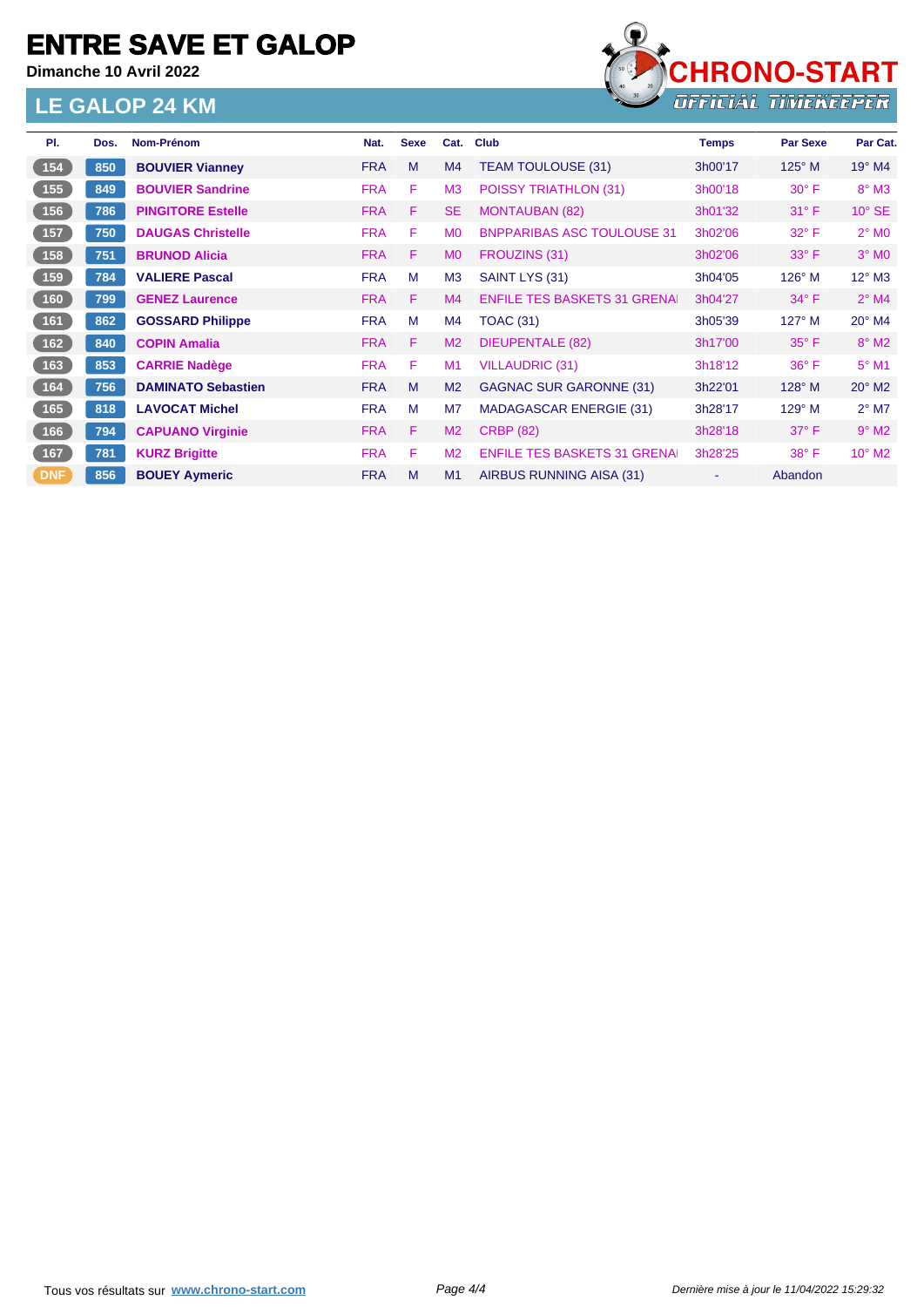# ENTRE SAVE ET GALOP

**Dimanche 10 Avril 2022**

## LE GALOP 24 KM

| Pl. | Dos. | Nom-Prénom | Nat. | Sexe | Cat. | Club | Temps | Par Sexe | Par Cat. |
|---|---|---|---|---|---|---|---|---|---|
| 154 | 850 | **BOUVIER Vianney** | FRA | M | M4 | TEAM TOULOUSE (31) | 3h00'17 | 125° M | 19° M4 |
| 155 | 849 | **BOUVIER Sandrine** | FRA | F | M3 | POISSY TRIATHLON (31) | 3h00'18 | 30° F | 8° M3 |
| 156 | 786 | **PINGITORE Estelle** | FRA | F | SE | MONTAUBAN (82) | 3h01'32 | 31° F | 10° SE |
| 157 | 750 | **DAUGAS Christelle** | FRA | F | M0 | BNPPARIBAS ASC TOULOUSE 31 | 3h02'06 | 32° F | 2° M0 |
| 158 | 751 | **BRUNOD Alicia** | FRA | F | M0 | FROUZINS (31) | 3h02'06 | 33° F | 3° M0 |
| 159 | 784 | **VALIERE Pascal** | FRA | M | M3 | SAINT LYS (31) | 3h04'05 | 126° M | 12° M3 |
| 160 | 799 | **GENEZ Laurence** | FRA | F | M4 | ENFILE TES BASKETS 31 GRENA | 3h04'27 | 34° F | 2° M4 |
| 161 | 862 | **GOSSARD Philippe** | FRA | M | M4 | TOAC (31) | 3h05'39 | 127° M | 20° M4 |
| 162 | 840 | **COPIN Amalia** | FRA | F | M2 | DIEUPENTALE (82) | 3h17'00 | 35° F | 8° M2 |
| 163 | 853 | **CARRIE Nadège** | FRA | F | M1 | VILLAUDRIC (31) | 3h18'12 | 36° F | 5° M1 |
| 164 | 756 | **DAMINATO Sebastien** | FRA | M | M2 | GAGNAC SUR GARONNE (31) | 3h22'01 | 128° M | 20° M2 |
| 165 | 818 | **LAVOCAT Michel** | FRA | M | M7 | MADAGASCAR ENERGIE (31) | 3h28'17 | 129° M | 2° M7 |
| 166 | 794 | **CAPUANO Virginie** | FRA | F | M2 | CRBP (82) | 3h28'18 | 37° F | 9° M2 |
| 167 | 781 | **KURZ Brigitte** | FRA | F | M2 | ENFILE TES BASKETS 31 GRENA | 3h28'25 | 38° F | 10° M2 |
| DNF | 856 | **BOUEY Aymeric** | FRA | M | M1 | AIRBUS RUNNING AISA (31) | - | Abandon | |

Tous vos résultats sur www.chrono-start.com

*Dernière mise à jour le 11/04/2022 15:29:32*